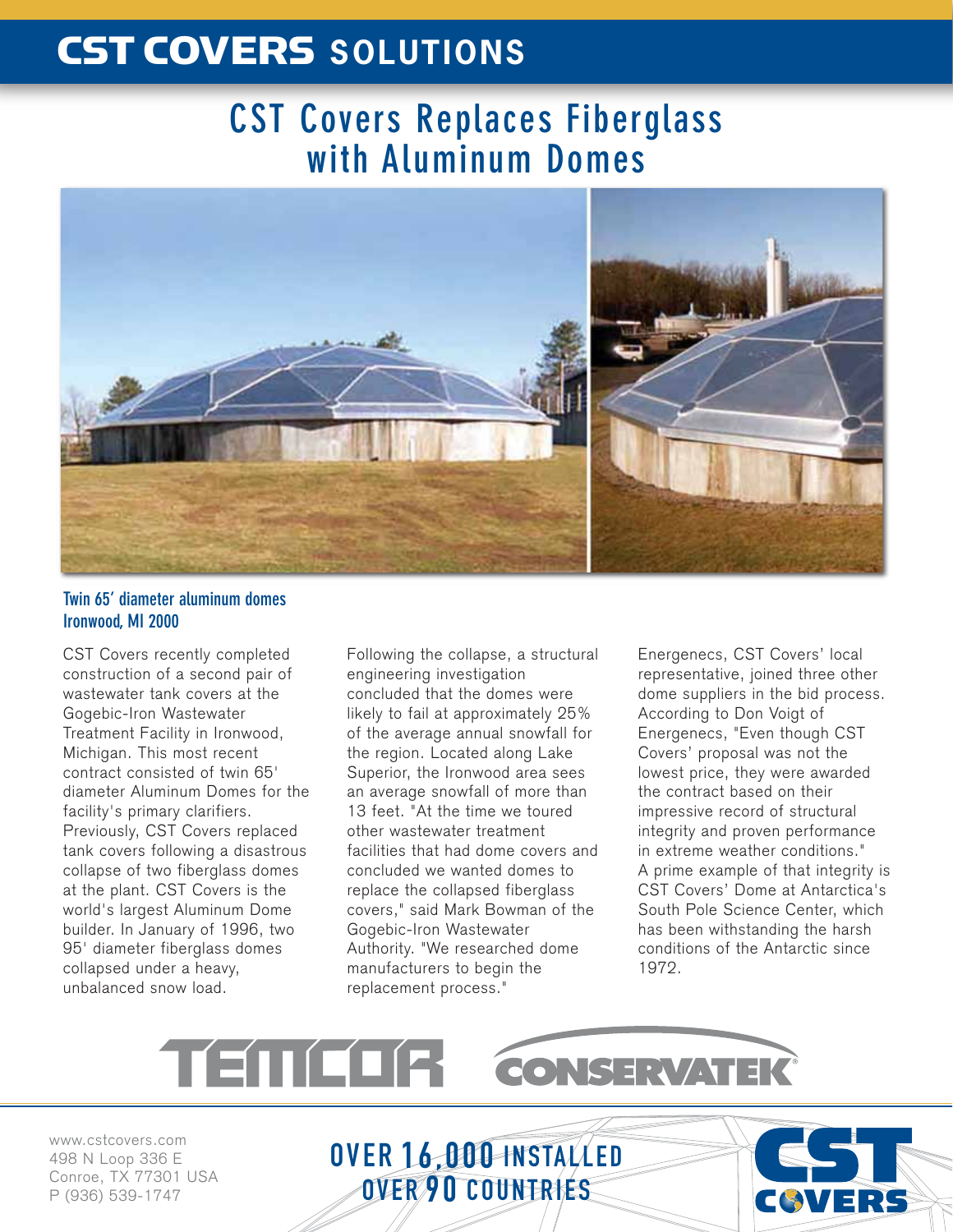# CST COVERS SOLUTIONS

## CST Covers Replaces Fiberglass with Aluminum Domes

**Twin 65' diameter aluminum domes**
**Ironwood, MI 2000**

CST Covers recently completed construction of a second pair of wastewater tank covers at the Gogebic-Iron Wastewater Treatment Facility in Ironwood, Michigan. This most recent contract consisted of twin 65' diameter Aluminum Domes for the facility's primary clarifiers. Previously, CST Covers replaced tank covers following a disastrous collapse of two fiberglass domes at the plant. CST Covers is the world's largest Aluminum Dome builder. In January of 1996, two 95' diameter fiberglass domes collapsed under a heavy, unbalanced snow load.

Following the collapse, a structural engineering investigation concluded that the domes were likely to fail at approximately 25% of the average annual snowfall for the region. Located along Lake Superior, the Ironwood area sees an average snowfall of more than 13 feet. "At the time we toured other wastewater treatment facilities that had dome covers and concluded we wanted domes to replace the collapsed fiberglass covers," said Mark Bowman of the Gogebic-Iron Wastewater Authority. "We researched dome manufacturers to begin the replacement process."

Energenecs, CST Covers' local representative, joined three other dome suppliers in the bid process. According to Don Voigt of Energenecs, "Even though CST Covers' proposal was not the lowest price, they were awarded the contract based on their impressive record of structural integrity and proven performance in extreme weather conditions." A prime example of that integrity is CST Covers' Dome at Antarctica's South Pole Science Center, which has been withstanding the harsh conditions of the Antarctic since 1972.

TEMCOR CONSERVATEK

www.cstcovers.com
498 N Loop 336 E
Conroe, TX 77301 USA
P (936) 539-1747

OVER 16,000 INSTALLED
OVER 90 COUNTRIES

CST COVERS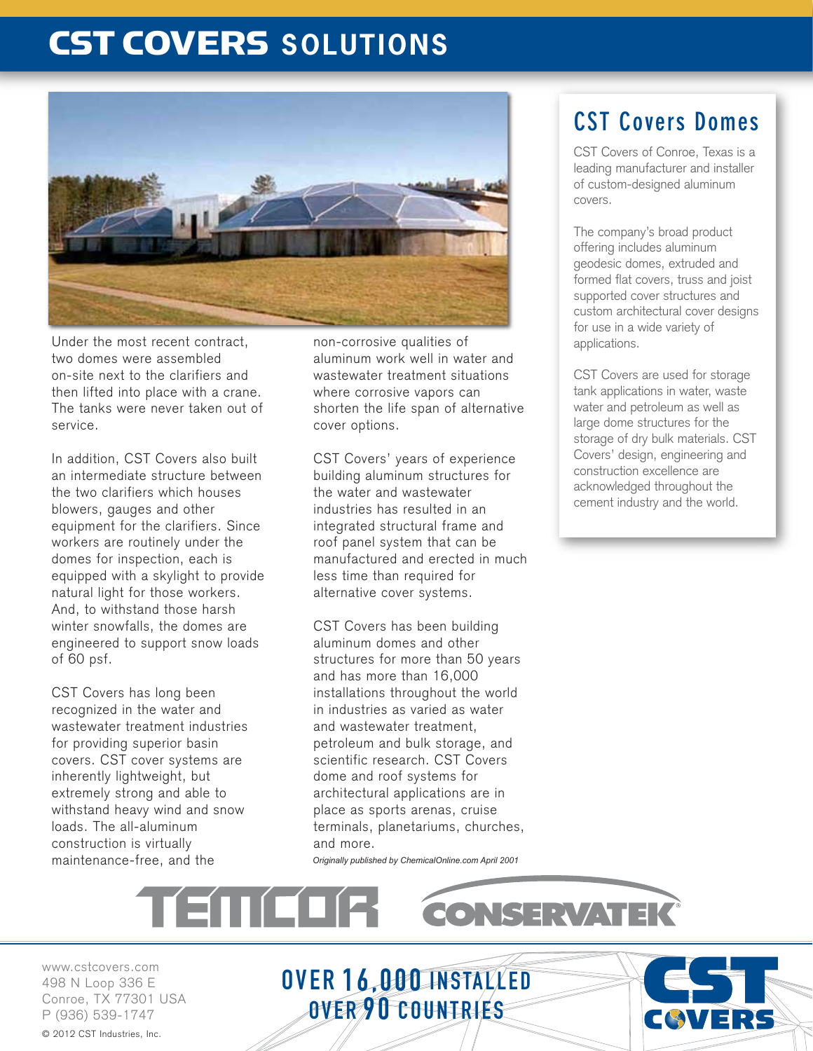# CST COVERS SOLUTIONS

Under the most recent contract, two domes were assembled on-site next to the clarifiers and then lifted into place with a crane. The tanks were never taken out of service.

In addition, CST Covers also built an intermediate structure between the two clarifiers which houses blowers, gauges and other equipment for the clarifiers. Since workers are routinely under the domes for inspection, each is equipped with a skylight to provide natural light for those workers. And, to withstand those harsh winter snowfalls, the domes are engineered to support snow loads of 60 psf.

CST Covers has long been recognized in the water and wastewater treatment industries for providing superior basin covers. CST cover systems are inherently lightweight, but extremely strong and able to withstand heavy wind and snow loads. The all-aluminum construction is virtually maintenance-free, and the non-corrosive qualities of aluminum work well in water and wastewater treatment situations where corrosive vapors can shorten the life span of alternative cover options.

CST Covers' years of experience building aluminum structures for the water and wastewater industries has resulted in an integrated structural frame and roof panel system that can be manufactured and erected in much less time than required for alternative cover systems.

CST Covers has been building aluminum domes and other structures for more than 50 years and has more than 16,000 installations throughout the world in industries as varied as water and wastewater treatment, petroleum and bulk storage, and scientific research. CST Covers dome and roof systems for architectural applications are in place as sports arenas, cruise terminals, planetariums, churches, and more.

*Originally published by ChemicalOnline.com April 2001*

## CST Covers Domes

CST Covers of Conroe, Texas is a leading manufacturer and installer of custom-designed aluminum covers.

The company's broad product offering includes aluminum geodesic domes, extruded and formed flat covers, truss and joist supported cover structures and custom architectural cover designs for use in a wide variety of applications.

CST Covers are used for storage tank applications in water, waste water and petroleum as well as large dome structures for the storage of dry bulk materials. CST Covers' design, engineering and construction excellence are acknowledged throughout the cement industry and the world.

TEMCOR CONSERVATEK

www.cstcovers.com
498 N Loop 336 E
Conroe, TX 77301 USA
P (936) 539-1747
© 2012 CST Industries, Inc.

OVER 16,000 INSTALLED
OVER 90 COUNTRIES

CST COVERS